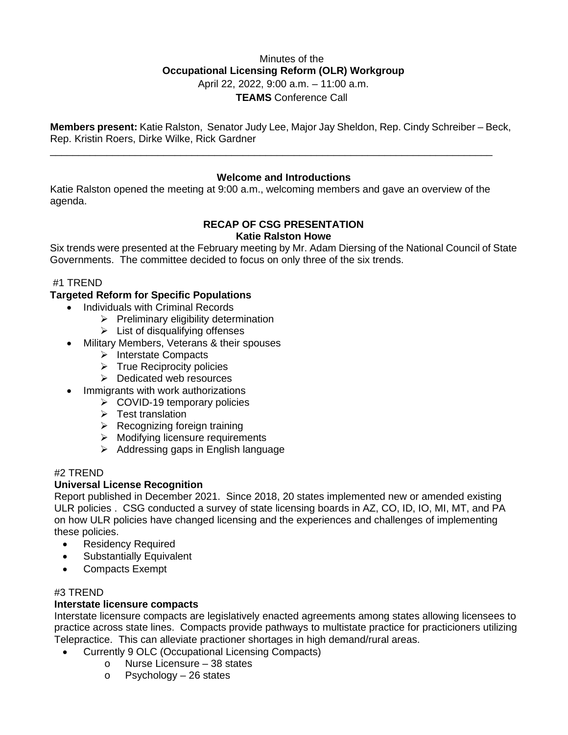Minutes of the

**Occupational Licensing Reform (OLR) Workgroup**

April 22, 2022, 9:00 a.m. – 11:00 a.m.

**TEAMS** Conference Call

**Members present:** Katie Ralston, Senator Judy Lee, Major Jay Sheldon, Rep. Cindy Schreiber – Beck, Rep. Kristin Roers, Dirke Wilke, Rick Gardner

---

### Welcome and Introductions

Katie Ralston opened the meeting at 9:00 a.m., welcoming members and gave an overview of the agenda.

### RECAP OF CSG PRESENTATION

**Katie Ralston Howe**

Six trends were presented at the February meeting by Mr. Adam Diersing of the National Council of State Governments. The committee decided to focus on only three of the six trends.

#1 TREND

**Targeted Reform for Specific Populations**

- Individuals with Criminal Records
  - Preliminary eligibility determination
  - List of disqualifying offenses
- Military Members, Veterans & their spouses
  - Interstate Compacts
  - True Reciprocity policies
  - Dedicated web resources
- Immigrants with work authorizations
  - COVID-19 temporary policies
  - Test translation
  - Recognizing foreign training
  - Modifying licensure requirements
  - Addressing gaps in English language

#2 TREND

**Universal License Recognition**

Report published in December 2021. Since 2018, 20 states implemented new or amended existing ULR policies . CSG conducted a survey of state licensing boards in AZ, CO, ID, IO, MI, MT, and PA on how ULR policies have changed licensing and the experiences and challenges of implementing these policies.

- Residency Required
- Substantially Equivalent
- Compacts Exempt

#3 TREND

**Interstate licensure compacts**

Interstate licensure compacts are legislatively enacted agreements among states allowing licensees to practice across state lines. Compacts provide pathways to multistate practice for practicioners utilizing Telepractice. This can alleviate practioner shortages in high demand/rural areas.

- Currently 9 OLC (Occupational Licensing Compacts)
  - Nurse Licensure – 38 states
  - Psychology – 26 states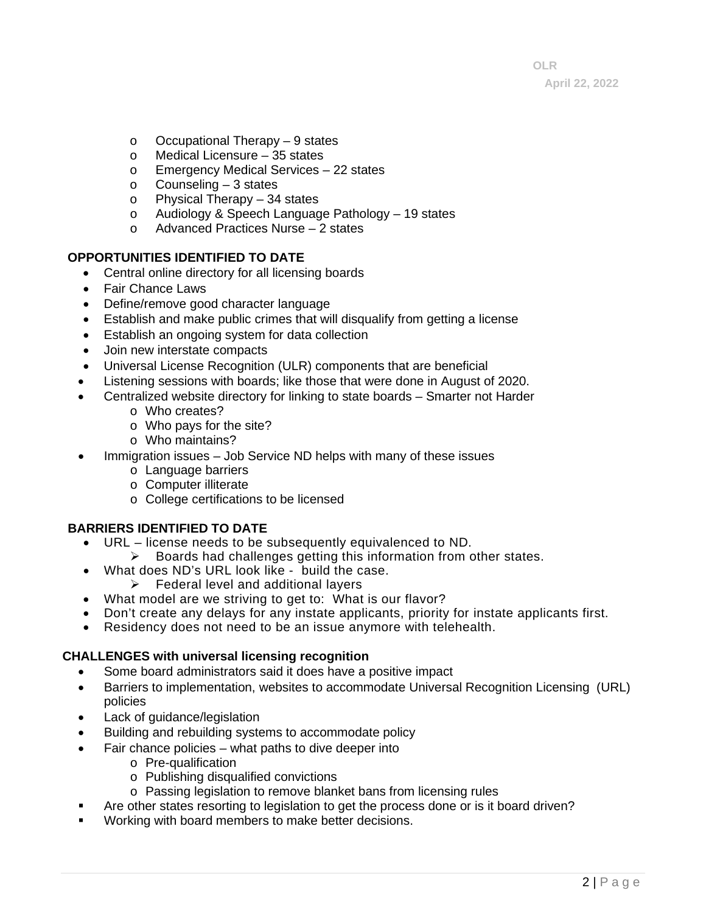- Occupational Therapy – 9 states
- Medical Licensure – 35 states
- Emergency Medical Services – 22 states
- Counseling – 3 states
- Physical Therapy – 34 states
- Audiology & Speech Language Pathology – 19 states
- Advanced Practices Nurse – 2 states

**OPPORTUNITIES IDENTIFIED TO DATE**

- Central online directory for all licensing boards
- Fair Chance Laws
- Define/remove good character language
- Establish and make public crimes that will disqualify from getting a license
- Establish an ongoing system for data collection
- Join new interstate compacts
- Universal License Recognition (ULR) components that are beneficial
- Listening sessions with boards; like those that were done in August of 2020.
- Centralized website directory for linking to state boards – Smarter not Harder
  - Who creates?
  - Who pays for the site?
  - Who maintains?
- Immigration issues – Job Service ND helps with many of these issues
  - Language barriers
  - Computer illiterate
  - College certifications to be licensed

**BARRIERS IDENTIFIED TO DATE**

- URL – license needs to be subsequently equivalenced to ND.
  - Boards had challenges getting this information from other states.
- What does ND's URL look like - build the case.
  - Federal level and additional layers
- What model are we striving to get to: What is our flavor?
- Don't create any delays for any instate applicants, priority for instate applicants first.
- Residency does not need to be an issue anymore with telehealth.

**CHALLENGES with universal licensing recognition**

- Some board administrators said it does have a positive impact
- Barriers to implementation, websites to accommodate Universal Recognition Licensing (URL) policies
- Lack of guidance/legislation
- Building and rebuilding systems to accommodate policy
- Fair chance policies – what paths to dive deeper into
  - Pre-qualification
  - Publishing disqualified convictions
  - Passing legislation to remove blanket bans from licensing rules
- Are other states resorting to legislation to get the process done or is it board driven?
- Working with board members to make better decisions.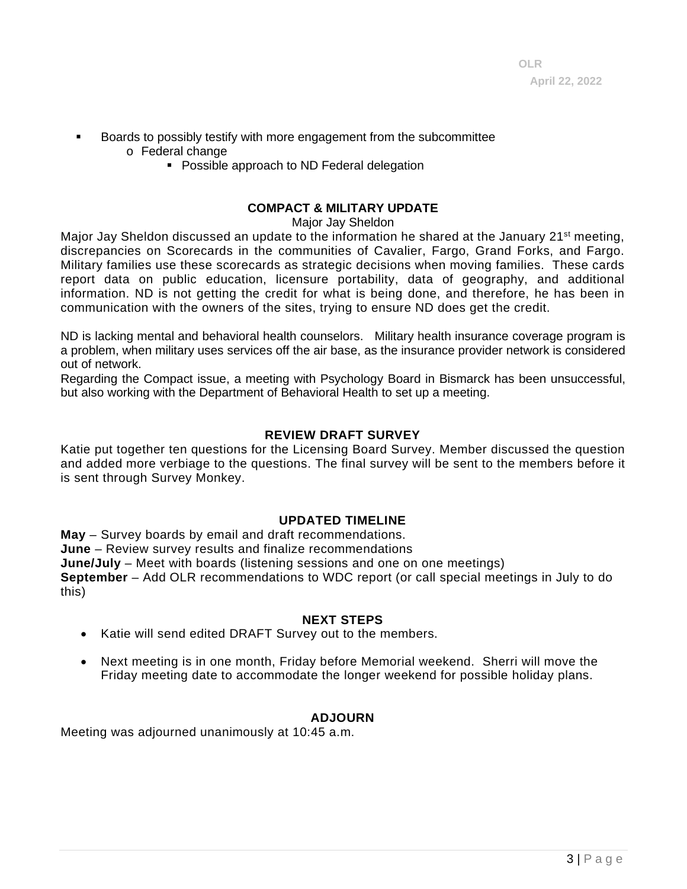- Boards to possibly testify with more engagement from the subcommittee
  - Federal change
    - Possible approach to ND Federal delegation

## COMPACT & MILITARY UPDATE

Major Jay Sheldon

Major Jay Sheldon discussed an update to the information he shared at the January 21st meeting, discrepancies on Scorecards in the communities of Cavalier, Fargo, Grand Forks, and Fargo. Military families use these scorecards as strategic decisions when moving families. These cards report data on public education, licensure portability, data of geography, and additional information. ND is not getting the credit for what is being done, and therefore, he has been in communication with the owners of the sites, trying to ensure ND does get the credit.

ND is lacking mental and behavioral health counselors. Military health insurance coverage program is a problem, when military uses services off the air base, as the insurance provider network is considered out of network.

Regarding the Compact issue, a meeting with Psychology Board in Bismarck has been unsuccessful, but also working with the Department of Behavioral Health to set up a meeting.

## REVIEW DRAFT SURVEY

Katie put together ten questions for the Licensing Board Survey. Member discussed the question and added more verbiage to the questions. The final survey will be sent to the members before it is sent through Survey Monkey.

## UPDATED TIMELINE

**May** – Survey boards by email and draft recommendations.
**June** – Review survey results and finalize recommendations
**June/July** – Meet with boards (listening sessions and one on one meetings)
**September** – Add OLR recommendations to WDC report (or call special meetings in July to do this)

## NEXT STEPS

- Katie will send edited DRAFT Survey out to the members.
- Next meeting is in one month, Friday before Memorial weekend. Sherri will move the Friday meeting date to accommodate the longer weekend for possible holiday plans.

## ADJOURN

Meeting was adjourned unanimously at 10:45 a.m.